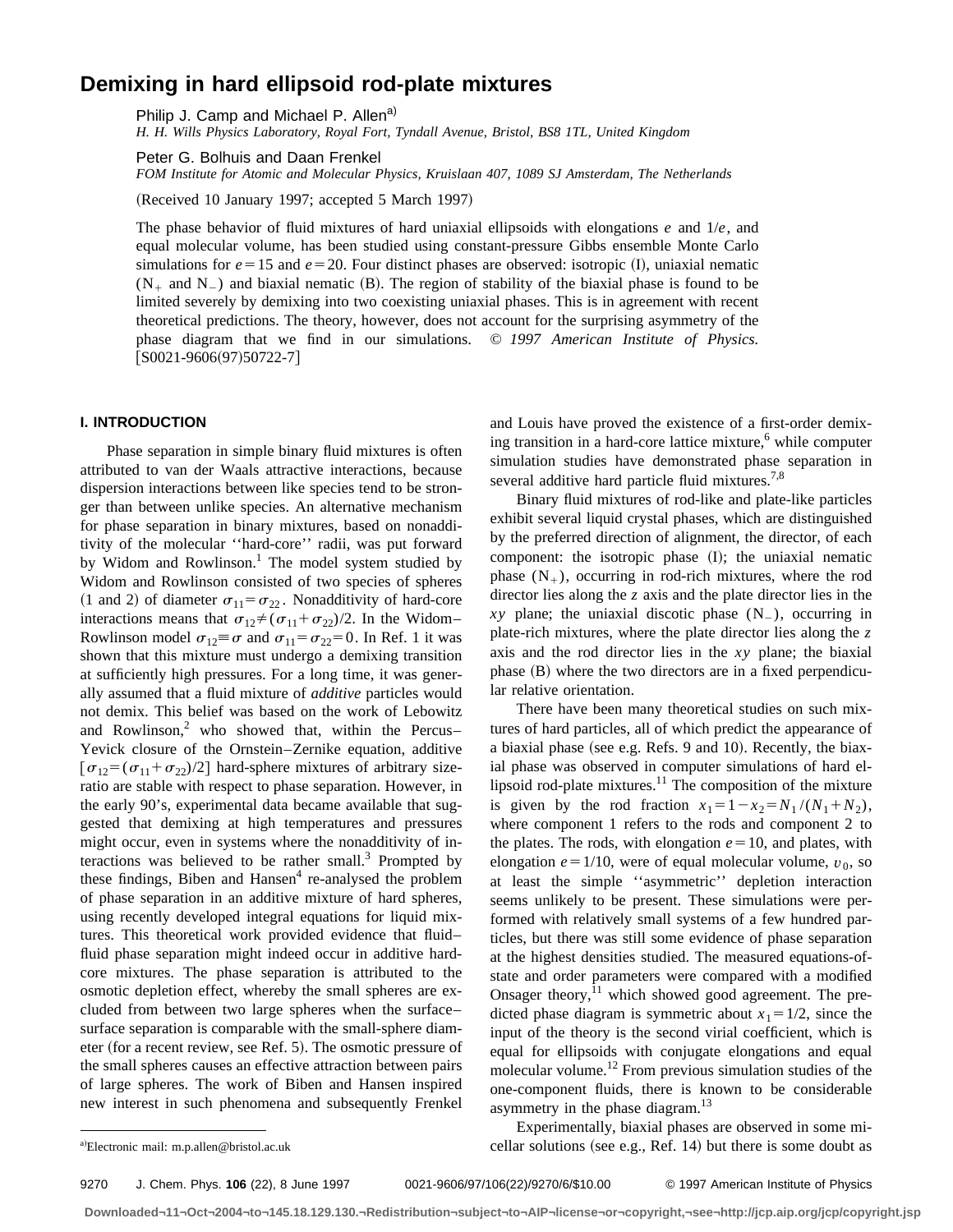# Demixing in hard ellipsoid rod-plate mixtures

Philip J. Camp and Michael P. Allen[a)]

*H. H. Wills Physics Laboratory, Royal Fort, Tyndall Avenue, Bristol, BS8 1TL, United Kingdom*

Peter G. Bolhuis and Daan Frenkel

*FOM Institute for Atomic and Molecular Physics, Kruislaan 407, 1089 SJ Amsterdam, The Netherlands*

(Received 10 January 1997; accepted 5 March 1997)

The phase behavior of fluid mixtures of hard uniaxial ellipsoids with elongations $e$ and $1/e$, and equal molecular volume, has been studied using constant-pressure Gibbs ensemble Monte Carlo simulations for $e=15$ and $e=20$. Four distinct phases are observed: isotropic (I), uniaxial nematic ($N_+$ and $N_-$) and biaxial nematic (B). The region of stability of the biaxial phase is found to be limited severely by demixing into two coexisting uniaxial phases. This is in agreement with recent theoretical predictions. The theory, however, does not account for the surprising asymmetry of the phase diagram that we find in our simulations. © *1997 American Institute of Physics.* [S0021-9606(97)50722-7]

## I. INTRODUCTION

Phase separation in simple binary fluid mixtures is often attributed to van der Waals attractive interactions, because dispersion interactions between like species tend to be stronger than between unlike species. An alternative mechanism for phase separation in binary mixtures, based on nonadditivity of the molecular ''hard-core'' radii, was put forward by Widom and Rowlinson.[1] The model system studied by Widom and Rowlinson consisted of two species of spheres (1 and 2) of diameter $\sigma_{11}=\sigma_{22}$. Nonadditivity of hard-core interactions means that $\sigma_{12}\neq(\sigma_{11}+\sigma_{22})/2$. In the Widom–Rowlinson model $\sigma_{12}\equiv\sigma$ and $\sigma_{11}=\sigma_{22}=0$. In Ref. 1 it was shown that this mixture must undergo a demixing transition at sufficiently high pressures. For a long time, it was generally assumed that a fluid mixture of *additive* particles would not demix. This belief was based on the work of Lebowitz and Rowlinson,[2] who showed that, within the Percus–Yevick closure of the Ornstein–Zernike equation, additive [$\sigma_{12}=(\sigma_{11}+\sigma_{22})/2$] hard-sphere mixtures of arbitrary size-ratio are stable with respect to phase separation. However, in the early 90's, experimental data became available that suggested that demixing at high temperatures and pressures might occur, even in systems where the nonadditivity of interactions was believed to be rather small.[3] Prompted by these findings, Biben and Hansen[4] re-analysed the problem of phase separation in an additive mixture of hard spheres, using recently developed integral equations for liquid mixtures. This theoretical work provided evidence that fluid–fluid phase separation might indeed occur in additive hard-core mixtures. The phase separation is attributed to the osmotic depletion effect, whereby the small spheres are excluded from between two large spheres when the surface–surface separation is comparable with the small-sphere diameter (for a recent review, see Ref. 5). The osmotic pressure of the small spheres causes an effective attraction between pairs of large spheres. The work of Biben and Hansen inspired new interest in such phenomena and subsequently Frenkel and Louis have proved the existence of a first-order demixing transition in a hard-core lattice mixture,[6] while computer simulation studies have demonstrated phase separation in several additive hard particle fluid mixtures.[7,8]

Binary fluid mixtures of rod-like and plate-like particles exhibit several liquid crystal phases, which are distinguished by the preferred direction of alignment, the director, of each component: the isotropic phase (I); the uniaxial nematic phase ($N_+$), occurring in rod-rich mixtures, where the rod director lies along the $z$ axis and the plate director lies in the $xy$ plane; the uniaxial discotic phase ($N_-$), occurring in plate-rich mixtures, where the plate director lies along the $z$ axis and the rod director lies in the $xy$ plane; the biaxial phase (B) where the two directors are in a fixed perpendicular relative orientation.

There have been many theoretical studies on such mixtures of hard particles, all of which predict the appearance of a biaxial phase (see e.g. Refs. 9 and 10). Recently, the biaxial phase was observed in computer simulations of hard ellipsoid rod-plate mixtures.[11] The composition of the mixture is given by the rod fraction $x_1=1-x_2=N_1/(N_1+N_2)$, where component 1 refers to the rods and component 2 to the plates. The rods, with elongation $e=10$, and plates, with elongation $e=1/10$, were of equal molecular volume, $v_0$, so at least the simple ''asymmetric'' depletion interaction seems unlikely to be present. These simulations were performed with relatively small systems of a few hundred particles, but there was still some evidence of phase separation at the highest densities studied. The measured equations-of-state and order parameters were compared with a modified Onsager theory,[11] which showed good agreement. The predicted phase diagram is symmetric about $x_1=1/2$, since the input of the theory is the second virial coefficient, which is equal for ellipsoids with conjugate elongations and equal molecular volume.[12] From previous simulation studies of the one-component fluids, there is known to be considerable asymmetry in the phase diagram.[13]

Experimentally, biaxial phases are observed in some micellar solutions (see e.g., Ref. 14) but there is some doubt as

---

a)Electronic mail: m.p.allen@bristol.ac.uk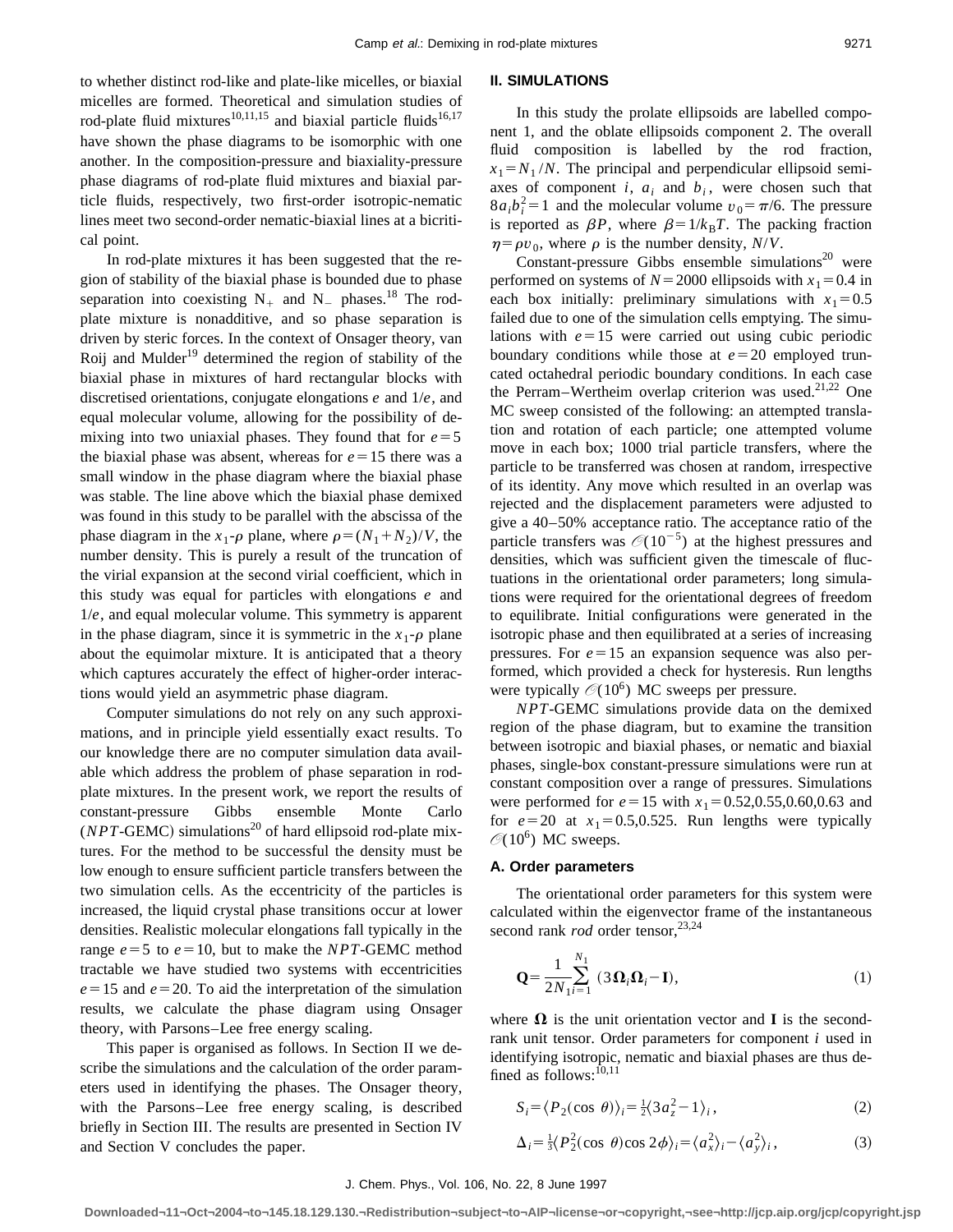to whether distinct rod-like and plate-like micelles, or biaxial micelles are formed. Theoretical and simulation studies of rod-plate fluid mixtures[10,11,15] and biaxial particle fluids[16,17] have shown the phase diagrams to be isomorphic with one another. In the composition-pressure and biaxiality-pressure phase diagrams of rod-plate fluid mixtures and biaxial particle fluids, respectively, two first-order isotropic-nematic lines meet two second-order nematic-biaxial lines at a bicritical point.

In rod-plate mixtures it has been suggested that the region of stability of the biaxial phase is bounded due to phase separation into coexisting $N_+$ and $N_-$ phases.[18] The rod-plate mixture is nonadditive, and so phase separation is driven by steric forces. In the context of Onsager theory, van Roij and Mulder[19] determined the region of stability of the biaxial phase in mixtures of hard rectangular blocks with discretised orientations, conjugate elongations $e$ and $1/e$, and equal molecular volume, allowing for the possibility of demixing into two uniaxial phases. They found that for $e=5$ the biaxial phase was absent, whereas for $e=15$ there was a small window in the phase diagram where the biaxial phase was stable. The line above which the biaxial phase demixed was found in this study to be parallel with the abscissa of the phase diagram in the $x_1$-$\rho$ plane, where $\rho=(N_1+N_2)/V$, the number density. This is purely a result of the truncation of the virial expansion at the second virial coefficient, which in this study was equal for particles with elongations $e$ and $1/e$, and equal molecular volume. This symmetry is apparent in the phase diagram, since it is symmetric in the $x_1$-$\rho$ plane about the equimolar mixture. It is anticipated that a theory which captures accurately the effect of higher-order interactions would yield an asymmetric phase diagram.

Computer simulations do not rely on any such approximations, and in principle yield essentially exact results. To our knowledge there are no computer simulation data available which address the problem of phase separation in rod-plate mixtures. In the present work, we report the results of constant-pressure Gibbs ensemble Monte Carlo (*NPT*-GEMC) simulations[20] of hard ellipsoid rod-plate mixtures. For the method to be successful the density must be low enough to ensure sufficient particle transfers between the two simulation cells. As the eccentricity of the particles is increased, the liquid crystal phase transitions occur at lower densities. Realistic molecular elongations fall typically in the range $e=5$ to $e=10$, but to make the *NPT*-GEMC method tractable we have studied two systems with eccentricities $e=15$ and $e=20$. To aid the interpretation of the simulation results, we calculate the phase diagram using Onsager theory, with Parsons–Lee free energy scaling.

This paper is organised as follows. In Section II we describe the simulations and the calculation of the order parameters used in identifying the phases. The Onsager theory, with the Parsons–Lee free energy scaling, is described briefly in Section III. The results are presented in Section IV and Section V concludes the paper.

## II. SIMULATIONS

In this study the prolate ellipsoids are labelled component 1, and the oblate ellipsoids component 2. The overall fluid composition is labelled by the rod fraction, $x_1=N_1/N$. The principal and perpendicular ellipsoid semi-axes of component $i$, $a_i$ and $b_i$, were chosen such that $8a_ib_i^2=1$ and the molecular volume $v_0=\pi/6$. The pressure is reported as $\beta P$, where $\beta=1/k_BT$. The packing fraction $\eta=\rho v_0$, where $\rho$ is the number density, $N/V$.

Constant-pressure Gibbs ensemble simulations[20] were performed on systems of $N=2000$ ellipsoids with $x_1=0.4$ in each box initially: preliminary simulations with $x_1=0.5$ failed due to one of the simulation cells emptying. The simulations with $e=15$ were carried out using cubic periodic boundary conditions while those at $e=20$ employed truncated octahedral periodic boundary conditions. In each case the Perram–Wertheim overlap criterion was used.[21,22] One MC sweep consisted of the following: an attempted translation and rotation of each particle; one attempted volume move in each box; 1000 trial particle transfers, where the particle to be transferred was chosen at random, irrespective of its identity. Any move which resulted in an overlap was rejected and the displacement parameters were adjusted to give a 40–50% acceptance ratio. The acceptance ratio of the particle transfers was $\mathcal{O}(10^{-5})$ at the highest pressures and densities, which was sufficient given the timescale of fluctuations in the orientational order parameters; long simulations were required for the orientational degrees of freedom to equilibrate. Initial configurations were generated in the isotropic phase and then equilibrated at a series of increasing pressures. For $e=15$ an expansion sequence was also performed, which provided a check for hysteresis. Run lengths were typically $\mathcal{O}(10^6)$ MC sweeps per pressure.

*NPT*-GEMC simulations provide data on the demixed region of the phase diagram, but to examine the transition between isotropic and biaxial phases, or nematic and biaxial phases, single-box constant-pressure simulations were run at constant composition over a range of pressures. Simulations were performed for $e=15$ with $x_1=0.52,0.55,0.60,0.63$ and for $e=20$ at $x_1=0.5,0.525$. Run lengths were typically $\mathcal{O}(10^6)$ MC sweeps.

### A. Order parameters

The orientational order parameters for this system were calculated within the eigenvector frame of the instantaneous second rank *rod* order tensor,[23,24]

$$\mathbf{Q}=\frac{1}{2N_1}\sum_{i=1}^{N_1}(3\mathbf{\Omega}_i\mathbf{\Omega}_i-\mathbf{I}), \tag{1}$$

where $\mathbf{\Omega}$ is the unit orientation vector and $\mathbf{I}$ is the second-rank unit tensor. Order parameters for component $i$ used in identifying isotropic, nematic and biaxial phases are thus defined as follows:[10,11]

$$S_i=\langle P_2(\cos\theta)\rangle_i=\tfrac{1}{2}\langle 3a_z^2-1\rangle_i, \tag{2}$$

$$\Delta_i=\tfrac{1}{3}\langle P_2^2(\cos\theta)\cos 2\phi\rangle_i=\langle a_x^2\rangle_i-\langle a_y^2\rangle_i, \tag{3}$$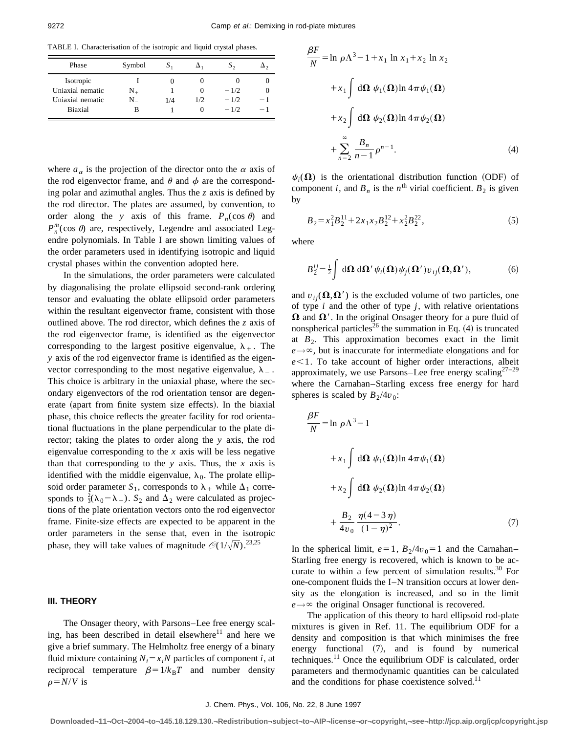TABLE I. Characterisation of the isotropic and liquid crystal phases.

| Phase | Symbol | $S_1$ | $\Delta_1$ | $S_2$ | $\Delta_2$ |
|---|---|---|---|---|---|
| Isotropic | I | 0 | 0 | 0 | 0 |
| Uniaxial nematic | $N_+$ | 1 | 0 | $-1/2$ | 0 |
| Uniaxial nematic | $N_-$ | 1/4 | 1/2 | $-1/2$ | $-1$ |
| Biaxial | B | 1 | 0 | $-1/2$ | $-1$ |

where $a_\alpha$ is the projection of the director onto the $\alpha$ axis of the rod eigenvector frame, and $\theta$ and $\phi$ are the corresponding polar and azimuthal angles. Thus the $z$ axis is defined by the rod director. The plates are assumed, by convention, to order along the $y$ axis of this frame. $P_n(\cos\theta)$ and $P_n^m(\cos\theta)$ are, respectively, Legendre and associated Legendre polynomials. In Table I are shown limiting values of the order parameters used in identifying isotropic and liquid crystal phases within the convention adopted here.

In the simulations, the order parameters were calculated by diagonalising the prolate ellipsoid second-rank ordering tensor and evaluating the oblate ellipsoid order parameters within the resultant eigenvector frame, consistent with those outlined above. The rod director, which defines the $z$ axis of the rod eigenvector frame, is identified as the eigenvector corresponding to the largest positive eigenvalue, $\lambda_+$. The $y$ axis of the rod eigenvector frame is identified as the eigenvector corresponding to the most negative eigenvalue, $\lambda_-$. This choice is arbitrary in the uniaxial phase, where the secondary eigenvectors of the rod orientation tensor are degenerate (apart from finite system size effects). In the biaxial phase, this choice reflects the greater facility for rod orientational fluctuations in the plane perpendicular to the plate director; taking the plates to order along the $y$ axis, the rod eigenvalue corresponding to the $x$ axis will be less negative than that corresponding to the $y$ axis. Thus, the $x$ axis is identified with the middle eigenvalue, $\lambda_0$. The prolate ellipsoid order parameter $S_1$, corresponds to $\lambda_+$ while $\Delta_1$ corresponds to $\frac{2}{3}(\lambda_0-\lambda_-)$. $S_2$ and $\Delta_2$ were calculated as projections of the plate orientation vectors onto the rod eigenvector frame. Finite-size effects are expected to be apparent in the order parameters in the sense that, even in the isotropic phase, they will take values of magnitude $\mathscr{O}(1/\sqrt{N})$.[23,25]

## III. THEORY

The Onsager theory, with Parsons–Lee free energy scaling, has been described in detail elsewhere[11] and here we give a brief summary. The Helmholtz free energy of a binary fluid mixture containing $N_i = x_i N$ particles of component $i$, at reciprocal temperature $\beta = 1/k_B T$ and number density $\rho = N/V$ is

$$
\begin{aligned}
\frac{\beta F}{N} = & \ln \rho\Lambda^3 - 1 + x_1 \ln x_1 + x_2 \ln x_2 \\
& + x_1 \int d\mathbf{\Omega}\, \psi_1(\mathbf{\Omega}) \ln 4\pi\psi_1(\mathbf{\Omega}) \\
& + x_2 \int d\mathbf{\Omega}\, \psi_2(\mathbf{\Omega}) \ln 4\pi\psi_2(\mathbf{\Omega}) \\
& + \sum_{n=2}^{\infty} \frac{B_n}{n-1} \rho^{n-1}.
\end{aligned}
\tag{4}
$$

$\psi_i(\mathbf{\Omega})$ is the orientational distribution function (ODF) of component $i$, and $B_n$ is the $n^{\text{th}}$ virial coefficient. $B_2$ is given by

$$
B_2 = x_1^2 B_2^{11} + 2x_1 x_2 B_2^{12} + x_2^2 B_2^{22},
\tag{5}
$$

where

$$
B_2^{ij} = \tfrac{1}{2} \int d\mathbf{\Omega}\, d\mathbf{\Omega}'\, \psi_i(\mathbf{\Omega}) \psi_j(\mathbf{\Omega}') v_{ij}(\mathbf{\Omega}, \mathbf{\Omega}'),
\tag{6}
$$

and $v_{ij}(\mathbf{\Omega}, \mathbf{\Omega}')$ is the excluded volume of two particles, one of type $i$ and the other of type $j$, with relative orientations $\mathbf{\Omega}$ and $\mathbf{\Omega}'$. In the original Onsager theory for a pure fluid of nonspherical particles[26] the summation in Eq. (4) is truncated at $B_2$. This approximation becomes exact in the limit $e \to \infty$, but is inaccurate for intermediate elongations and for $e < 1$. To take account of higher order interactions, albeit approximately, we use Parsons–Lee free energy scaling[27–29] where the Carnahan–Starling excess free energy for hard spheres is scaled by $B_2/4v_0$:

$$
\begin{aligned}
\frac{\beta F}{N} = & \ln \rho\Lambda^3 - 1 \\
& + x_1 \int d\mathbf{\Omega}\, \psi_1(\mathbf{\Omega}) \ln 4\pi\psi_1(\mathbf{\Omega}) \\
& + x_2 \int d\mathbf{\Omega}\, \psi_2(\mathbf{\Omega}) \ln 4\pi\psi_2(\mathbf{\Omega}) \\
& + \frac{B_2}{4v_0} \frac{\eta(4-3\eta)}{(1-\eta)^2}.
\end{aligned}
\tag{7}
$$

In the spherical limit, $e=1$, $B_2/4v_0 = 1$ and the Carnahan–Starling free energy is recovered, which is known to be accurate to within a few percent of simulation results.[30] For one-component fluids the I–N transition occurs at lower density as the elongation is increased, and so in the limit $e \to \infty$ the original Onsager functional is recovered.

The application of this theory to hard ellipsoid rod-plate mixtures is given in Ref. 11. The equilibrium ODF for a density and composition is that which minimises the free energy functional (7), and is found by numerical techniques.[11] Once the equilibrium ODF is calculated, order parameters and thermodynamic quantities can be calculated and the conditions for phase coexistence solved.[11]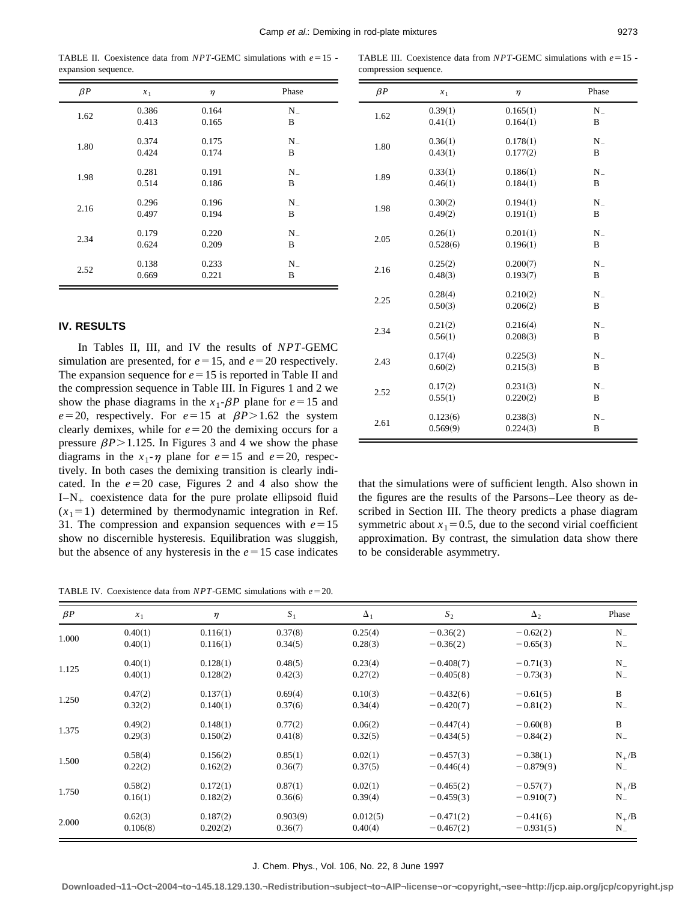TABLE II. Coexistence data from $NPT$-GEMC simulations with $e=15$ - expansion sequence.

| $\beta P$ | $x_1$ | $\eta$ | Phase |
|---|---|---|---|
| 1.62 | 0.386 | 0.164 | $N_-$ |
| | 0.413 | 0.165 | B |
| 1.80 | 0.374 | 0.175 | $N_-$ |
| | 0.424 | 0.174 | B |
| 1.98 | 0.281 | 0.191 | $N_-$ |
| | 0.514 | 0.186 | B |
| 2.16 | 0.296 | 0.196 | $N_-$ |
| | 0.497 | 0.194 | B |
| 2.34 | 0.179 | 0.220 | $N_-$ |
| | 0.624 | 0.209 | B |
| 2.52 | 0.138 | 0.233 | $N_-$ |
| | 0.669 | 0.221 | B |

TABLE III. Coexistence data from $NPT$-GEMC simulations with $e=15$ - compression sequence.

| $\beta P$ | $x_1$ | $\eta$ | Phase |
|---|---|---|---|
| 1.62 | 0.39(1) | 0.165(1) | $N_-$ |
| | 0.41(1) | 0.164(1) | B |
| 1.80 | 0.36(1) | 0.178(1) | $N_-$ |
| | 0.43(1) | 0.177(2) | B |
| 1.89 | 0.33(1) | 0.186(1) | $N_-$ |
| | 0.46(1) | 0.184(1) | B |
| 1.98 | 0.30(2) | 0.194(1) | $N_-$ |
| | 0.49(2) | 0.191(1) | B |
| 2.05 | 0.26(1) | 0.201(1) | $N_-$ |
| | 0.528(6) | 0.196(1) | B |
| 2.16 | 0.25(2) | 0.200(7) | $N_-$ |
| | 0.48(3) | 0.193(7) | B |
| 2.25 | 0.28(4) | 0.210(2) | $N_-$ |
| | 0.50(3) | 0.206(2) | B |
| 2.34 | 0.21(2) | 0.216(4) | $N_-$ |
| | 0.56(1) | 0.208(3) | B |
| 2.43 | 0.17(4) | 0.225(3) | $N_-$ |
| | 0.60(2) | 0.215(3) | B |
| 2.52 | 0.17(2) | 0.231(3) | $N_-$ |
| | 0.55(1) | 0.220(2) | B |
| 2.61 | 0.123(6) | 0.238(3) | $N_-$ |
| | 0.569(9) | 0.224(3) | B |

## IV. RESULTS

In Tables II, III, and IV the results of $NPT$-GEMC simulation are presented, for $e=15$, and $e=20$ respectively. The expansion sequence for $e=15$ is reported in Table II and the compression sequence in Table III. In Figures 1 and 2 we show the phase diagrams in the $x_1$-$\beta P$ plane for $e=15$ and $e=20$, respectively. For $e=15$ at $\beta P>1.62$ the system clearly demixes, while for $e=20$ the demixing occurs for a pressure $\beta P>1.125$. In Figures 3 and 4 we show the phase diagrams in the $x_1$-$\eta$ plane for $e=15$ and $e=20$, respectively. In both cases the demixing transition is clearly indicated. In the $e=20$ case, Figures 2 and 4 also show the I–$N_+$ coexistence data for the pure prolate ellipsoid fluid ($x_1=1$) determined by thermodynamic integration in Ref. 31. The compression and expansion sequences with $e=15$ show no discernible hysteresis. Equilibration was sluggish, but the absence of any hysteresis in the $e=15$ case indicates that the simulations were of sufficient length. Also shown in the figures are the results of the Parsons–Lee theory as described in Section III. The theory predicts a phase diagram symmetric about $x_1=0.5$, due to the second virial coefficient approximation. By contrast, the simulation data show there to be considerable asymmetry.

TABLE IV. Coexistence data from $NPT$-GEMC simulations with $e=20$.

| $\beta P$ | $x_1$ | $\eta$ | $S_1$ | $\Delta_1$ | $S_2$ | $\Delta_2$ | Phase |
|---|---|---|---|---|---|---|---|
| 1.000 | 0.40(1) | 0.116(1) | 0.37(8) | 0.25(4) | −0.36(2) | −0.62(2) | $N_-$ |
| | 0.40(1) | 0.116(1) | 0.34(5) | 0.28(3) | −0.36(2) | −0.65(3) | $N_-$ |
| 1.125 | 0.40(1) | 0.128(1) | 0.48(5) | 0.23(4) | −0.408(7) | −0.71(3) | $N_-$ |
| | 0.40(1) | 0.128(2) | 0.42(3) | 0.27(2) | −0.405(8) | −0.73(3) | $N_-$ |
| 1.250 | 0.47(2) | 0.137(1) | 0.69(4) | 0.10(3) | −0.432(6) | −0.61(5) | B |
| | 0.32(2) | 0.140(1) | 0.37(6) | 0.34(4) | −0.420(7) | −0.81(2) | $N_-$ |
| 1.375 | 0.49(2) | 0.148(1) | 0.77(2) | 0.06(2) | −0.447(4) | −0.60(8) | B |
| | 0.29(3) | 0.150(2) | 0.41(8) | 0.32(5) | −0.434(5) | −0.84(2) | $N_-$ |
| 1.500 | 0.58(4) | 0.156(2) | 0.85(1) | 0.02(1) | −0.457(3) | −0.38(1) | $N_+$/B |
| | 0.22(2) | 0.162(2) | 0.36(7) | 0.37(5) | −0.446(4) | −0.879(9) | $N_-$ |
| 1.750 | 0.58(2) | 0.172(1) | 0.87(1) | 0.02(1) | −0.465(2) | −0.57(7) | $N_+$/B |
| | 0.16(1) | 0.182(2) | 0.36(6) | 0.39(4) | −0.459(3) | −0.910(7) | $N_-$ |
| 2.000 | 0.62(3) | 0.187(2) | 0.903(9) | 0.012(5) | −0.471(2) | −0.41(6) | $N_+$/B |
| | 0.106(8) | 0.202(2) | 0.36(7) | 0.40(4) | −0.467(2) | −0.931(5) | $N_-$ |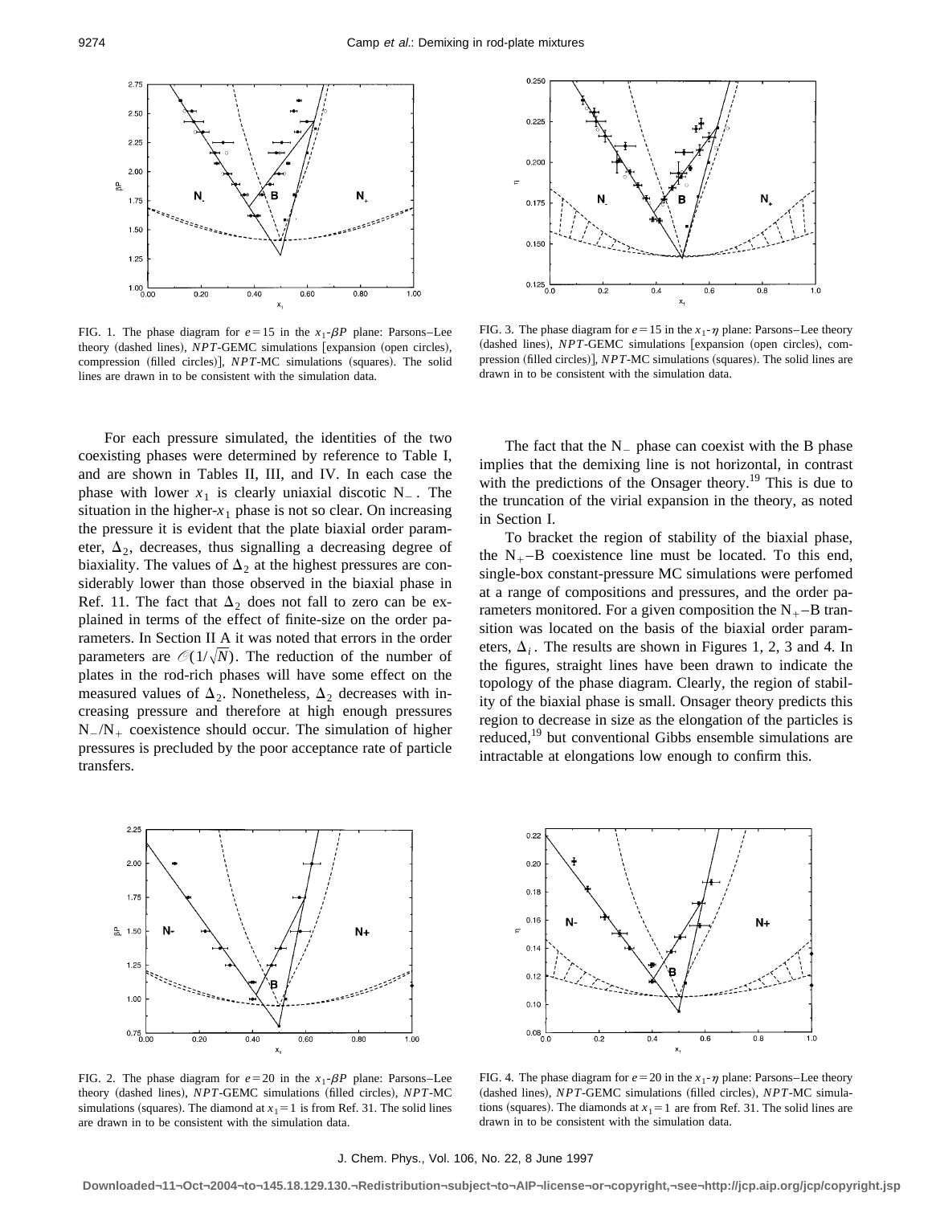FIG. 1. The phase diagram for $e=15$ in the $x_1$-$\beta P$ plane: Parsons–Lee theory (dashed lines), *NPT*-GEMC simulations [expansion (open circles), compression (filled circles)], *NPT*-MC simulations (squares). The solid lines are drawn in to be consistent with the simulation data.

FIG. 3. The phase diagram for $e=15$ in the $x_1$-$\eta$ plane: Parsons–Lee theory (dashed lines), *NPT*-GEMC simulations [expansion (open circles), compression (filled circles)], *NPT*-MC simulations (squares). The solid lines are drawn in to be consistent with the simulation data.

For each pressure simulated, the identities of the two coexisting phases were determined by reference to Table I, and are shown in Tables II, III, and IV. In each case the phase with lower $x_1$ is clearly uniaxial discotic $N_-$. The situation in the higher-$x_1$ phase is not so clear. On increasing the pressure it is evident that the plate biaxial order parameter, $\Delta_2$, decreases, thus signalling a decreasing degree of biaxiality. The values of $\Delta_2$ at the highest pressures are considerably lower than those observed in the biaxial phase in Ref. 11. The fact that $\Delta_2$ does not fall to zero can be explained in terms of the effect of finite-size on the order parameters. In Section II A it was noted that errors in the order parameters are $\mathcal{O}(1/\sqrt{N})$. The reduction of the number of plates in the rod-rich phases will have some effect on the measured values of $\Delta_2$. Nonetheless, $\Delta_2$ decreases with increasing pressure and therefore at high enough pressures $N_-/N_+$ coexistence should occur. The simulation of higher pressures is precluded by the poor acceptance rate of particle transfers.

The fact that the $N_-$ phase can coexist with the B phase implies that the demixing line is not horizontal, in contrast with the predictions of the Onsager theory.[19] This is due to the truncation of the virial expansion in the theory, as noted in Section I.

To bracket the region of stability of the biaxial phase, the $N_+$–B coexistence line must be located. To this end, single-box constant-pressure MC simulations were perfomed at a range of compositions and pressures, and the order parameters monitored. For a given composition the $N_+$–B transition was located on the basis of the biaxial order parameters, $\Delta_i$. The results are shown in Figures 1, 2, 3 and 4. In the figures, straight lines have been drawn to indicate the topology of the phase diagram. Clearly, the region of stability of the biaxial phase is small. Onsager theory predicts this region to decrease in size as the elongation of the particles is reduced,[19] but conventional Gibbs ensemble simulations are intractable at elongations low enough to confirm this.

FIG. 2. The phase diagram for $e=20$ in the $x_1$-$\beta P$ plane: Parsons–Lee theory (dashed lines), *NPT*-GEMC simulations (filled circles), *NPT*-MC simulations (squares). The diamond at $x_1=1$ is from Ref. 31. The solid lines are drawn in to be consistent with the simulation data.

FIG. 4. The phase diagram for $e=20$ in the $x_1$-$\eta$ plane: Parsons–Lee theory (dashed lines), *NPT*-GEMC simulations (filled circles), *NPT*-MC simulations (squares). The diamonds at $x_1=1$ are from Ref. 31. The solid lines are drawn in to be consistent with the simulation data.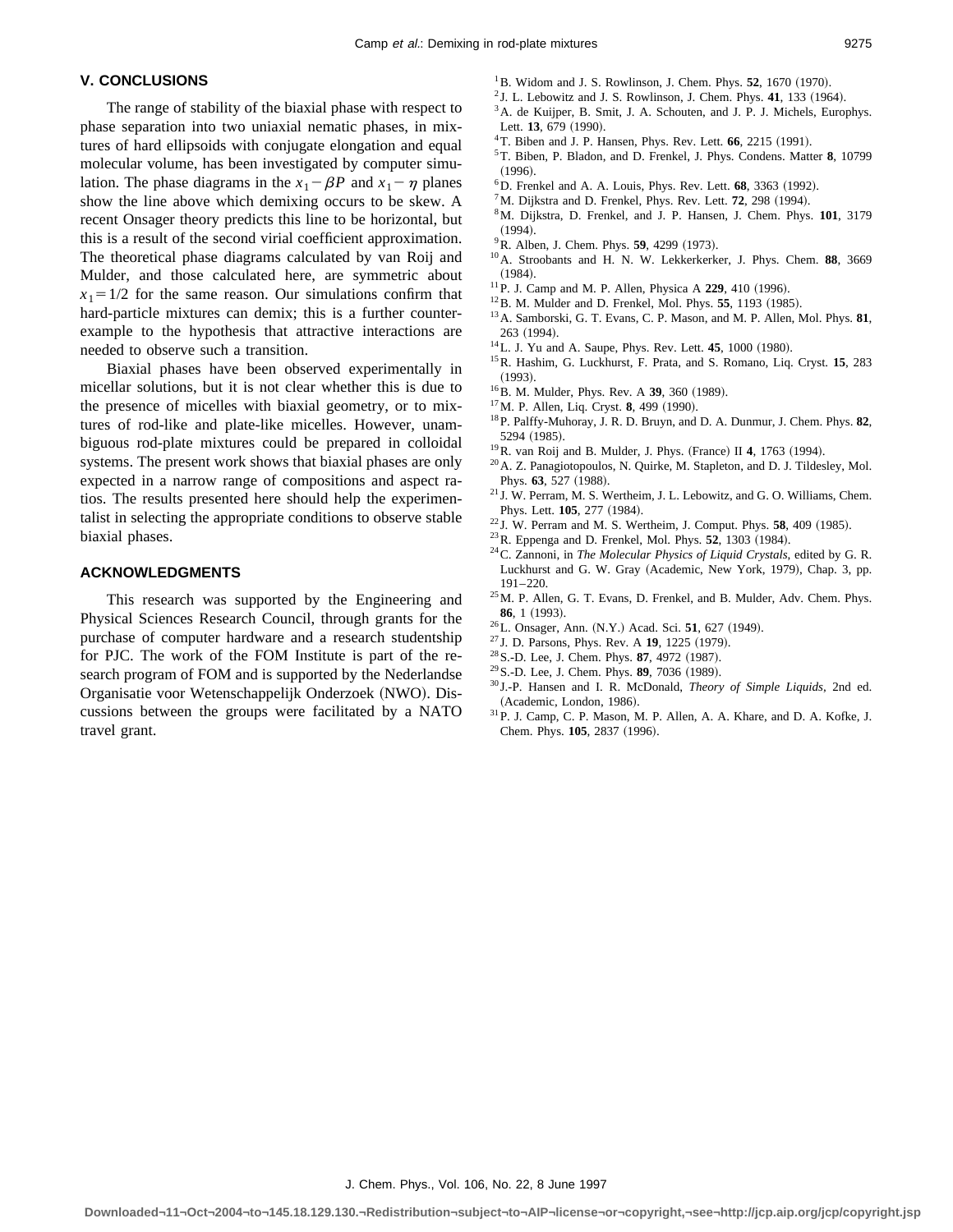## V. CONCLUSIONS

The range of stability of the biaxial phase with respect to phase separation into two uniaxial nematic phases, in mixtures of hard ellipsoids with conjugate elongation and equal molecular volume, has been investigated by computer simulation. The phase diagrams in the $x_1-\beta P$ and $x_1-\eta$ planes show the line above which demixing occurs to be skew. A recent Onsager theory predicts this line to be horizontal, but this is a result of the second virial coefficient approximation. The theoretical phase diagrams calculated by van Roij and Mulder, and those calculated here, are symmetric about $x_1=1/2$ for the same reason. Our simulations confirm that hard-particle mixtures can demix; this is a further counterexample to the hypothesis that attractive interactions are needed to observe such a transition.

Biaxial phases have been observed experimentally in micellar solutions, but it is not clear whether this is due to the presence of micelles with biaxial geometry, or to mixtures of rod-like and plate-like micelles. However, unambiguous rod-plate mixtures could be prepared in colloidal systems. The present work shows that biaxial phases are only expected in a narrow range of compositions and aspect ratios. The results presented here should help the experimentalist in selecting the appropriate conditions to observe stable biaxial phases.

## ACKNOWLEDGMENTS

This research was supported by the Engineering and Physical Sciences Research Council, through grants for the purchase of computer hardware and a research studentship for PJC. The work of the FOM Institute is part of the research program of FOM and is supported by the Nederlandse Organisatie voor Wetenschappelijk Onderzoek (NWO). Discussions between the groups were facilitated by a NATO travel grant.

[1] B. Widom and J. S. Rowlinson, J. Chem. Phys. **52**, 1670 (1970).
[2] J. L. Lebowitz and J. S. Rowlinson, J. Chem. Phys. **41**, 133 (1964).
[3] A. de Kuijper, B. Smit, J. A. Schouten, and J. P. J. Michels, Europhys. Lett. **13**, 679 (1990).
[4] T. Biben and J. P. Hansen, Phys. Rev. Lett. **66**, 2215 (1991).
[5] T. Biben, P. Bladon, and D. Frenkel, J. Phys. Condens. Matter **8**, 10799 (1996).
[6] D. Frenkel and A. A. Louis, Phys. Rev. Lett. **68**, 3363 (1992).
[7] M. Dijkstra and D. Frenkel, Phys. Rev. Lett. **72**, 298 (1994).
[8] M. Dijkstra, D. Frenkel, and J. P. Hansen, J. Chem. Phys. **101**, 3179 (1994).
[9] R. Alben, J. Chem. Phys. **59**, 4299 (1973).
[10] A. Stroobants and H. N. W. Lekkerkerker, J. Phys. Chem. **88**, 3669 (1984).
[11] P. J. Camp and M. P. Allen, Physica A **229**, 410 (1996).
[12] B. M. Mulder and D. Frenkel, Mol. Phys. **55**, 1193 (1985).
[13] A. Samborski, G. T. Evans, C. P. Mason, and M. P. Allen, Mol. Phys. **81**, 263 (1994).
[14] L. J. Yu and A. Saupe, Phys. Rev. Lett. **45**, 1000 (1980).
[15] R. Hashim, G. Luckhurst, F. Prata, and S. Romano, Liq. Cryst. **15**, 283 (1993).
[16] B. M. Mulder, Phys. Rev. A **39**, 360 (1989).
[17] M. P. Allen, Liq. Cryst. **8**, 499 (1990).
[18] P. Palffy-Muhoray, J. R. D. Bruyn, and D. A. Dunmur, J. Chem. Phys. **82**, 5294 (1985).
[19] R. van Roij and B. Mulder, J. Phys. (France) II **4**, 1763 (1994).
[20] A. Z. Panagiotopoulos, N. Quirke, M. Stapleton, and D. J. Tildesley, Mol. Phys. **63**, 527 (1988).
[21] J. W. Perram, M. S. Wertheim, J. L. Lebowitz, and G. O. Williams, Chem. Phys. Lett. **105**, 277 (1984).
[22] J. W. Perram and M. S. Wertheim, J. Comput. Phys. **58**, 409 (1985).
[23] R. Eppenga and D. Frenkel, Mol. Phys. **52**, 1303 (1984).
[24] C. Zannoni, in *The Molecular Physics of Liquid Crystals*, edited by G. R. Luckhurst and G. W. Gray (Academic, New York, 1979), Chap. 3, pp. 191–220.
[25] M. P. Allen, G. T. Evans, D. Frenkel, and B. Mulder, Adv. Chem. Phys. **86**, 1 (1993).
[26] L. Onsager, Ann. (N.Y.) Acad. Sci. **51**, 627 (1949).
[27] J. D. Parsons, Phys. Rev. A **19**, 1225 (1979).
[28] S.-D. Lee, J. Chem. Phys. **87**, 4972 (1987).
[29] S.-D. Lee, J. Chem. Phys. **89**, 7036 (1989).
[30] J.-P. Hansen and I. R. McDonald, *Theory of Simple Liquids*, 2nd ed. (Academic, London, 1986).
[31] P. J. Camp, C. P. Mason, M. P. Allen, A. A. Khare, and D. A. Kofke, J. Chem. Phys. **105**, 2837 (1996).